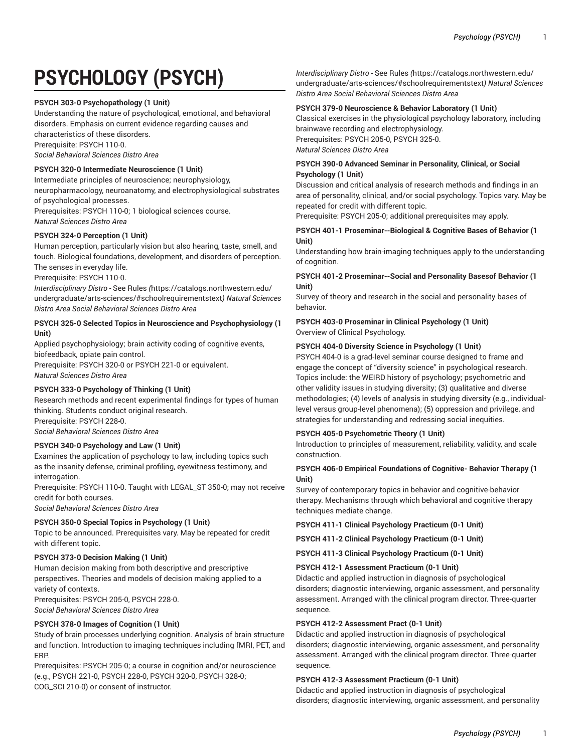# PSYCHOLOGY (PSYCH)

**PSYCH 303-0 Psychopathology (1 Unit)**
Understanding the nature of psychological, emotional, and behavioral disorders. Emphasis on current evidence regarding causes and characteristics of these disorders.
Prerequisite: PSYCH 110-0.
*Social Behavioral Sciences Distro Area*

**PSYCH 320-0 Intermediate Neuroscience (1 Unit)**
Intermediate principles of neuroscience; neurophysiology, neuropharmacology, neuroanatomy, and electrophysiological substrates of psychological processes.
Prerequisites: PSYCH 110-0; 1 biological sciences course.
*Natural Sciences Distro Area*

**PSYCH 324-0 Perception (1 Unit)**
Human perception, particularly vision but also hearing, taste, smell, and touch. Biological foundations, development, and disorders of perception. The senses in everyday life.
Prerequisite: PSYCH 110-0.
*Interdisciplinary Distro* - See Rules *(*https://catalogs.northwestern.edu/undergraduate/arts-sciences/#schoolrequirementstext*) Natural Sciences Distro Area Social Behavioral Sciences Distro Area*

**PSYCH 325-0 Selected Topics in Neuroscience and Psychophysiology (1 Unit)**
Applied psychophysiology; brain activity coding of cognitive events, biofeedback, opiate pain control.
Prerequisite: PSYCH 320-0 or PSYCH 221-0 or equivalent.
*Natural Sciences Distro Area*

**PSYCH 333-0 Psychology of Thinking (1 Unit)**
Research methods and recent experimental findings for types of human thinking. Students conduct original research.
Prerequisite: PSYCH 228-0.
*Social Behavioral Sciences Distro Area*

**PSYCH 340-0 Psychology and Law (1 Unit)**
Examines the application of psychology to law, including topics such as the insanity defense, criminal profiling, eyewitness testimony, and interrogation.
Prerequisite: PSYCH 110-0. Taught with LEGAL_ST 350-0; may not receive credit for both courses.
*Social Behavioral Sciences Distro Area*

**PSYCH 350-0 Special Topics in Psychology (1 Unit)**
Topic to be announced. Prerequisites vary. May be repeated for credit with different topic.

**PSYCH 373-0 Decision Making (1 Unit)**
Human decision making from both descriptive and prescriptive perspectives. Theories and models of decision making applied to a variety of contexts.
Prerequisites: PSYCH 205-0, PSYCH 228-0.
*Social Behavioral Sciences Distro Area*

**PSYCH 378-0 Images of Cognition (1 Unit)**
Study of brain processes underlying cognition. Analysis of brain structure and function. Introduction to imaging techniques including fMRI, PET, and ERP.
Prerequisites: PSYCH 205-0; a course in cognition and/or neuroscience (e.g., PSYCH 221-0, PSYCH 228-0, PSYCH 320-0, PSYCH 328-0; COG_SCI 210-0) or consent of instructor.
*Interdisciplinary Distro* - See Rules *(*https://catalogs.northwestern.edu/undergraduate/arts-sciences/#schoolrequirementstext*) Natural Sciences Distro Area Social Behavioral Sciences Distro Area*

**PSYCH 379-0 Neuroscience & Behavior Laboratory (1 Unit)**
Classical exercises in the physiological psychology laboratory, including brainwave recording and electrophysiology.
Prerequisites: PSYCH 205-0, PSYCH 325-0.
*Natural Sciences Distro Area*

**PSYCH 390-0 Advanced Seminar in Personality, Clinical, or Social Psychology (1 Unit)**
Discussion and critical analysis of research methods and findings in an area of personality, clinical, and/or social psychology. Topics vary. May be repeated for credit with different topic.
Prerequisite: PSYCH 205-0; additional prerequisites may apply.

**PSYCH 401-1 Proseminar--Biological & Cognitive Bases of Behavior (1 Unit)**
Understanding how brain-imaging techniques apply to the understanding of cognition.

**PSYCH 401-2 Proseminar--Social and Personality Basesof Behavior (1 Unit)**
Survey of theory and research in the social and personality bases of behavior.

**PSYCH 403-0 Proseminar in Clinical Psychology (1 Unit)**
Overview of Clinical Psychology.

**PSYCH 404-0 Diversity Science in Psychology (1 Unit)**
PSYCH 404-0 is a grad-level seminar course designed to frame and engage the concept of "diversity science" in psychological research. Topics include: the WEIRD history of psychology; psychometric and other validity issues in studying diversity; (3) qualitative and diverse methodologies; (4) levels of analysis in studying diversity (e.g., individual-level versus group-level phenomena); (5) oppression and privilege, and strategies for understanding and redressing social inequities.

**PSYCH 405-0 Psychometric Theory (1 Unit)**
Introduction to principles of measurement, reliability, validity, and scale construction.

**PSYCH 406-0 Empirical Foundations of Cognitive- Behavior Therapy (1 Unit)**
Survey of contemporary topics in behavior and cognitive-behavior therapy. Mechanisms through which behavioral and cognitive therapy techniques mediate change.

**PSYCH 411-1 Clinical Psychology Practicum (0-1 Unit)**

**PSYCH 411-2 Clinical Psychology Practicum (0-1 Unit)**

**PSYCH 411-3 Clinical Psychology Practicum (0-1 Unit)**

**PSYCH 412-1 Assessment Practicum (0-1 Unit)**
Didactic and applied instruction in diagnosis of psychological disorders; diagnostic interviewing, organic assessment, and personality assessment. Arranged with the clinical program director. Three-quarter sequence.

**PSYCH 412-2 Assessment Pract (0-1 Unit)**
Didactic and applied instruction in diagnosis of psychological disorders; diagnostic interviewing, organic assessment, and personality assessment. Arranged with the clinical program director. Three-quarter sequence.

**PSYCH 412-3 Assessment Practicum (0-1 Unit)**
Didactic and applied instruction in diagnosis of psychological disorders; diagnostic interviewing, organic assessment, and personality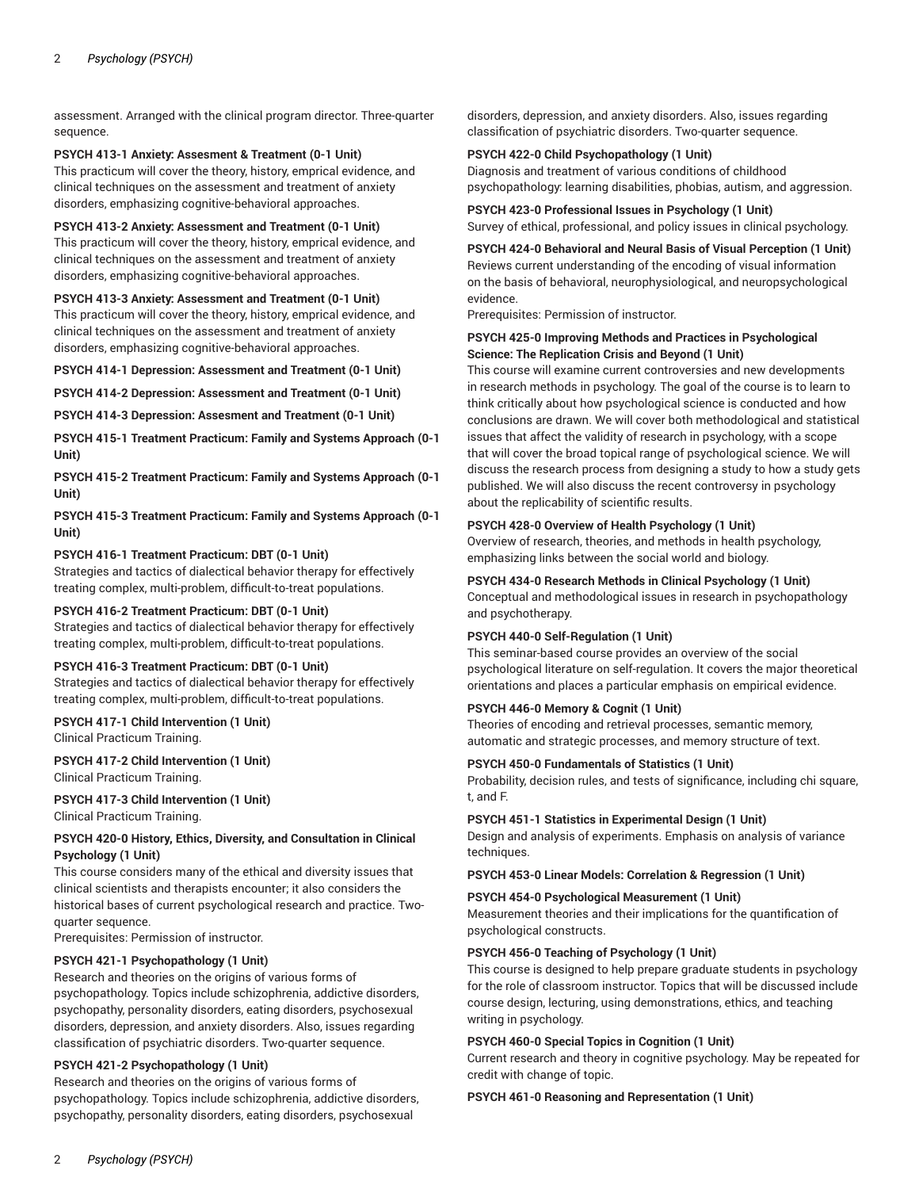assessment. Arranged with the clinical program director. Three-quarter sequence.

**PSYCH 413-1 Anxiety: Assesment & Treatment (0-1 Unit)**
This practicum will cover the theory, history, emprical evidence, and clinical techniques on the assessment and treatment of anxiety disorders, emphasizing cognitive-behavioral approaches.

**PSYCH 413-2 Anxiety: Assessment and Treatment (0-1 Unit)**
This practicum will cover the theory, history, emprical evidence, and clinical techniques on the assessment and treatment of anxiety disorders, emphasizing cognitive-behavioral approaches.

**PSYCH 413-3 Anxiety: Assessment and Treatment (0-1 Unit)**
This practicum will cover the theory, history, emprical evidence, and clinical techniques on the assessment and treatment of anxiety disorders, emphasizing cognitive-behavioral approaches.

**PSYCH 414-1 Depression: Assessment and Treatment (0-1 Unit)**

**PSYCH 414-2 Depression: Assessment and Treatment (0-1 Unit)**

**PSYCH 414-3 Depression: Assesment and Treatment (0-1 Unit)**

**PSYCH 415-1 Treatment Practicum: Family and Systems Approach (0-1 Unit)**

**PSYCH 415-2 Treatment Practicum: Family and Systems Approach (0-1 Unit)**

**PSYCH 415-3 Treatment Practicum: Family and Systems Approach (0-1 Unit)**

**PSYCH 416-1 Treatment Practicum: DBT (0-1 Unit)**
Strategies and tactics of dialectical behavior therapy for effectively treating complex, multi-problem, difficult-to-treat populations.

**PSYCH 416-2 Treatment Practicum: DBT (0-1 Unit)**
Strategies and tactics of dialectical behavior therapy for effectively treating complex, multi-problem, difficult-to-treat populations.

**PSYCH 416-3 Treatment Practicum: DBT (0-1 Unit)**
Strategies and tactics of dialectical behavior therapy for effectively treating complex, multi-problem, difficult-to-treat populations.

**PSYCH 417-1 Child Intervention (1 Unit)**
Clinical Practicum Training.

**PSYCH 417-2 Child Intervention (1 Unit)**
Clinical Practicum Training.

**PSYCH 417-3 Child Intervention (1 Unit)**
Clinical Practicum Training.

**PSYCH 420-0 History, Ethics, Diversity, and Consultation in Clinical Psychology (1 Unit)**
This course considers many of the ethical and diversity issues that clinical scientists and therapists encounter; it also considers the historical bases of current psychological research and practice. Two-quarter sequence.
Prerequisites: Permission of instructor.

**PSYCH 421-1 Psychopathology (1 Unit)**
Research and theories on the origins of various forms of psychopathology. Topics include schizophrenia, addictive disorders, psychopathy, personality disorders, eating disorders, psychosexual disorders, depression, and anxiety disorders. Also, issues regarding classification of psychiatric disorders. Two-quarter sequence.

**PSYCH 421-2 Psychopathology (1 Unit)**
Research and theories on the origins of various forms of psychopathology. Topics include schizophrenia, addictive disorders, psychopathy, personality disorders, eating disorders, psychosexual disorders, depression, and anxiety disorders. Also, issues regarding classification of psychiatric disorders. Two-quarter sequence.

**PSYCH 422-0 Child Psychopathology (1 Unit)**
Diagnosis and treatment of various conditions of childhood psychopathology: learning disabilities, phobias, autism, and aggression.

**PSYCH 423-0 Professional Issues in Psychology (1 Unit)**
Survey of ethical, professional, and policy issues in clinical psychology.

**PSYCH 424-0 Behavioral and Neural Basis of Visual Perception (1 Unit)**
Reviews current understanding of the encoding of visual information on the basis of behavioral, neurophysiological, and neuropsychological evidence.
Prerequisites: Permission of instructor.

**PSYCH 425-0 Improving Methods and Practices in Psychological Science: The Replication Crisis and Beyond (1 Unit)**
This course will examine current controversies and new developments in research methods in psychology. The goal of the course is to learn to think critically about how psychological science is conducted and how conclusions are drawn. We will cover both methodological and statistical issues that affect the validity of research in psychology, with a scope that will cover the broad topical range of psychological science. We will discuss the research process from designing a study to how a study gets published. We will also discuss the recent controversy in psychology about the replicability of scientific results.

**PSYCH 428-0 Overview of Health Psychology (1 Unit)**
Overview of research, theories, and methods in health psychology, emphasizing links between the social world and biology.

**PSYCH 434-0 Research Methods in Clinical Psychology (1 Unit)**
Conceptual and methodological issues in research in psychopathology and psychotherapy.

**PSYCH 440-0 Self-Regulation (1 Unit)**
This seminar-based course provides an overview of the social psychological literature on self-regulation. It covers the major theoretical orientations and places a particular emphasis on empirical evidence.

**PSYCH 446-0 Memory & Cognit (1 Unit)**
Theories of encoding and retrieval processes, semantic memory, automatic and strategic processes, and memory structure of text.

**PSYCH 450-0 Fundamentals of Statistics (1 Unit)**
Probability, decision rules, and tests of significance, including chi square, t, and F.

**PSYCH 451-1 Statistics in Experimental Design (1 Unit)**
Design and analysis of experiments. Emphasis on analysis of variance techniques.

**PSYCH 453-0 Linear Models: Correlation & Regression (1 Unit)**

**PSYCH 454-0 Psychological Measurement (1 Unit)**
Measurement theories and their implications for the quantification of psychological constructs.

**PSYCH 456-0 Teaching of Psychology (1 Unit)**
This course is designed to help prepare graduate students in psychology for the role of classroom instructor. Topics that will be discussed include course design, lecturing, using demonstrations, ethics, and teaching writing in psychology.

**PSYCH 460-0 Special Topics in Cognition (1 Unit)**
Current research and theory in cognitive psychology. May be repeated for credit with change of topic.

**PSYCH 461-0 Reasoning and Representation (1 Unit)**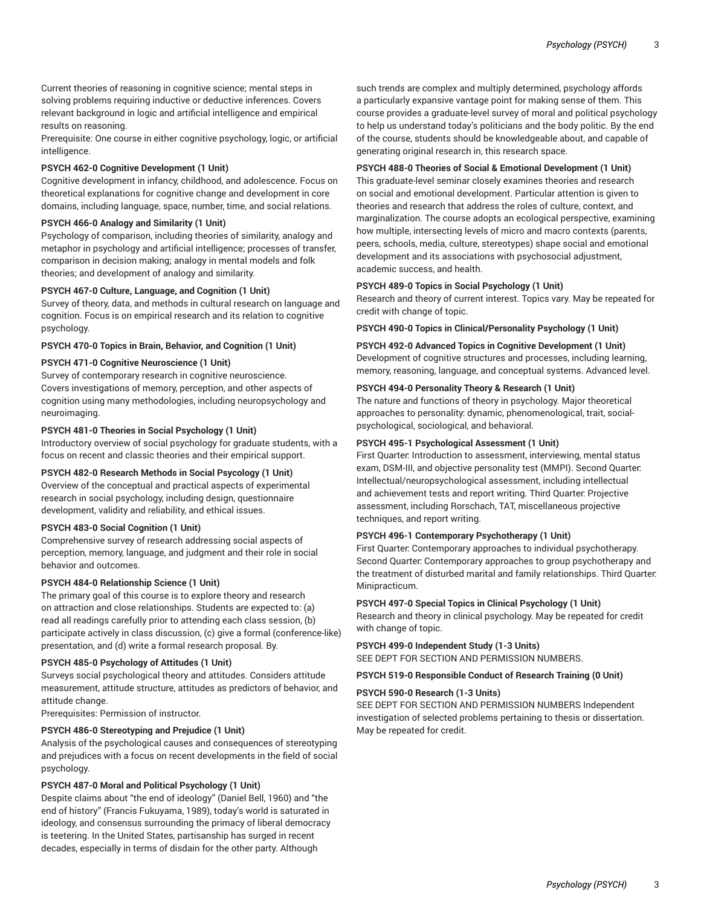Current theories of reasoning in cognitive science; mental steps in solving problems requiring inductive or deductive inferences. Covers relevant background in logic and artificial intelligence and empirical results on reasoning.
Prerequisite: One course in either cognitive psychology, logic, or artificial intelligence.

**PSYCH 462-0 Cognitive Development (1 Unit)**
Cognitive development in infancy, childhood, and adolescence. Focus on theoretical explanations for cognitive change and development in core domains, including language, space, number, time, and social relations.

**PSYCH 466-0 Analogy and Similarity (1 Unit)**
Psychology of comparison, including theories of similarity, analogy and metaphor in psychology and artificial intelligence; processes of transfer, comparison in decision making; analogy in mental models and folk theories; and development of analogy and similarity.

**PSYCH 467-0 Culture, Language, and Cognition (1 Unit)**
Survey of theory, data, and methods in cultural research on language and cognition. Focus is on empirical research and its relation to cognitive psychology.

**PSYCH 470-0 Topics in Brain, Behavior, and Cognition (1 Unit)**

**PSYCH 471-0 Cognitive Neuroscience (1 Unit)**
Survey of contemporary research in cognitive neuroscience. Covers investigations of memory, perception, and other aspects of cognition using many methodologies, including neuropsychology and neuroimaging.

**PSYCH 481-0 Theories in Social Psychology (1 Unit)**
Introductory overview of social psychology for graduate students, with a focus on recent and classic theories and their empirical support.

**PSYCH 482-0 Research Methods in Social Psycology (1 Unit)**
Overview of the conceptual and practical aspects of experimental research in social psychology, including design, questionnaire development, validity and reliability, and ethical issues.

**PSYCH 483-0 Social Cognition (1 Unit)**
Comprehensive survey of research addressing social aspects of perception, memory, language, and judgment and their role in social behavior and outcomes.

**PSYCH 484-0 Relationship Science (1 Unit)**
The primary goal of this course is to explore theory and research on attraction and close relationships. Students are expected to: (a) read all readings carefully prior to attending each class session, (b) participate actively in class discussion, (c) give a formal (conference-like) presentation, and (d) write a formal research proposal. By.

**PSYCH 485-0 Psychology of Attitudes (1 Unit)**
Surveys social psychological theory and attitudes. Considers attitude measurement, attitude structure, attitudes as predictors of behavior, and attitude change.
Prerequisites: Permission of instructor.

**PSYCH 486-0 Stereotyping and Prejudice (1 Unit)**
Analysis of the psychological causes and consequences of stereotyping and prejudices with a focus on recent developments in the field of social psychology.

**PSYCH 487-0 Moral and Political Psychology (1 Unit)**
Despite claims about "the end of ideology" (Daniel Bell, 1960) and "the end of history" (Francis Fukuyama, 1989), today's world is saturated in ideology, and consensus surrounding the primacy of liberal democracy is teetering. In the United States, partisanship has surged in recent decades, especially in terms of disdain for the other party. Although such trends are complex and multiply determined, psychology affords a particularly expansive vantage point for making sense of them. This course provides a graduate-level survey of moral and political psychology to help us understand today's politicians and the body politic. By the end of the course, students should be knowledgeable about, and capable of generating original research in, this research space.

**PSYCH 488-0 Theories of Social & Emotional Development (1 Unit)**
This graduate-level seminar closely examines theories and research on social and emotional development. Particular attention is given to theories and research that address the roles of culture, context, and marginalization. The course adopts an ecological perspective, examining how multiple, intersecting levels of micro and macro contexts (parents, peers, schools, media, culture, stereotypes) shape social and emotional development and its associations with psychosocial adjustment, academic success, and health.

**PSYCH 489-0 Topics in Social Psychology (1 Unit)**
Research and theory of current interest. Topics vary. May be repeated for credit with change of topic.

**PSYCH 490-0 Topics in Clinical/Personality Psychology (1 Unit)**

**PSYCH 492-0 Advanced Topics in Cognitive Development (1 Unit)**
Development of cognitive structures and processes, including learning, memory, reasoning, language, and conceptual systems. Advanced level.

**PSYCH 494-0 Personality Theory & Research (1 Unit)**
The nature and functions of theory in psychology. Major theoretical approaches to personality: dynamic, phenomenological, trait, social-psychological, sociological, and behavioral.

**PSYCH 495-1 Psychological Assessment (1 Unit)**
First Quarter: Introduction to assessment, interviewing, mental status exam, DSM-III, and objective personality test (MMPI). Second Quarter: Intellectual/neuropsychological assessment, including intellectual and achievement tests and report writing. Third Quarter: Projective assessment, including Rorschach, TAT, miscellaneous projective techniques, and report writing.

**PSYCH 496-1 Contemporary Psychotherapy (1 Unit)**
First Quarter: Contemporary approaches to individual psychotherapy. Second Quarter: Contemporary approaches to group psychotherapy and the treatment of disturbed marital and family relationships. Third Quarter: Minipracticum.

**PSYCH 497-0 Special Topics in Clinical Psychology (1 Unit)**
Research and theory in clinical psychology. May be repeated for credit with change of topic.

**PSYCH 499-0 Independent Study (1-3 Units)**
SEE DEPT FOR SECTION AND PERMISSION NUMBERS.

**PSYCH 519-0 Responsible Conduct of Research Training (0 Unit)**

**PSYCH 590-0 Research (1-3 Units)**
SEE DEPT FOR SECTION AND PERMISSION NUMBERS Independent investigation of selected problems pertaining to thesis or dissertation. May be repeated for credit.